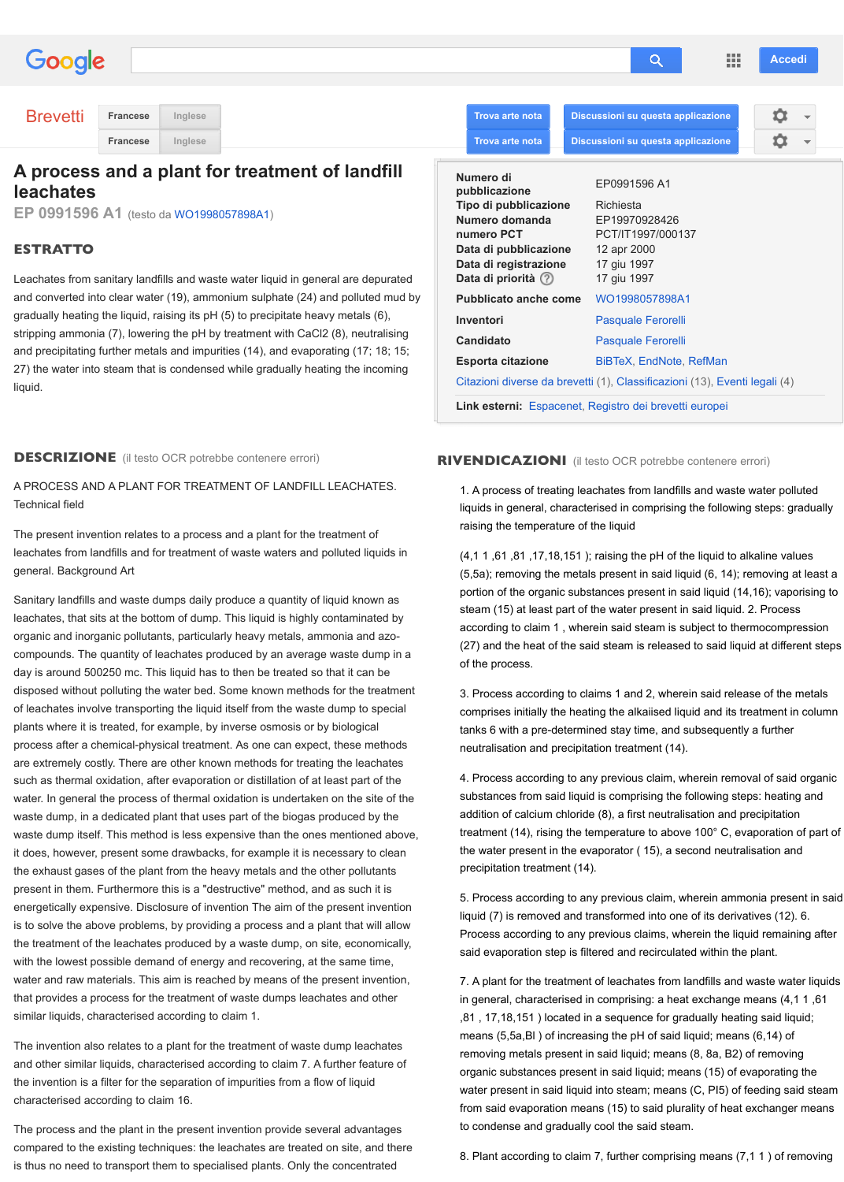# A process and a plant for treatment of landfill leachates

EP 0991596 A1 (testo da WO1998057898A1)

| | |
|---|---|
| Numero di pubblicazione | EP0991596 A1 |
| Tipo di pubblicazione | Richiesta |
| Numero domanda | EP19970928426 |
| numero PCT | PCT/IT1997/000137 |
| Data di pubblicazione | 12 apr 2000 |
| Data di registrazione | 17 giu 1997 |
| Data di priorità | 17 giu 1997 |
| Pubblicato anche come | WO1998057898A1 |
| Inventori | Pasquale Ferorelli |
| Candidato | Pasquale Ferorelli |
| Esporta citazione | BiBTeX, EndNote, RefMan |

Citazioni diverse da brevetti (1), Classificazioni (13), Eventi legali (4)

Link esterni: Espacenet, Registro dei brevetti europei

## ESTRATTO

Leachates from sanitary landfills and waste water liquid in general are depurated and converted into clear water (19), ammonium sulphate (24) and polluted mud by gradually heating the liquid, raising its pH (5) to precipitate heavy metals (6), stripping ammonia (7), lowering the pH by treatment with $CaCl_2$ (8), neutralising and precipitating further metals and impurities (14), and evaporating (17; 18; 15; 27) the water into steam that is condensed while gradually heating the incoming liquid.

## DESCRIZIONE (il testo OCR potrebbe contenere errori)

A PROCESS AND A PLANT FOR TREATMENT OF LANDFILL LEACHATES. Technical field

The present invention relates to a process and a plant for the treatment of leachates from landfills and for treatment of waste waters and polluted liquids in general. Background Art

Sanitary landfills and waste dumps daily produce a quantity of liquid known as leachates, that sits at the bottom of dump. This liquid is highly contaminated by organic and inorganic pollutants, particularly heavy metals, ammonia and azo-compounds. The quantity of leachates produced by an average waste dump in a day is around 500250 mc. This liquid has to then be treated so that it can be disposed without polluting the water bed. Some known methods for the treatment of leachates involve transporting the liquid itself from the waste dump to special plants where it is treated, for example, by inverse osmosis or by biological process after a chemical-physical treatment. As one can expect, these methods are extremely costly. There are other known methods for treating the leachates such as thermal oxidation, after evaporation or distillation of at least part of the water. In general the process of thermal oxidation is undertaken on the site of the waste dump, in a dedicated plant that uses part of the biogas produced by the waste dump itself. This method is less expensive than the ones mentioned above, it does, however, present some drawbacks, for example it is necessary to clean the exhaust gases of the plant from the heavy metals and the other pollutants present in them. Furthermore this is a "destructive" method, and as such it is energetically expensive. Disclosure of invention The aim of the present invention is to solve the above problems, by providing a process and a plant that will allow the treatment of the leachates produced by a waste dump, on site, economically, with the lowest possible demand of energy and recovering, at the same time, water and raw materials. This aim is reached by means of the present invention, that provides a process for the treatment of waste dumps leachates and other similar liquids, characterised according to claim 1.

The invention also relates to a plant for the treatment of waste dump leachates and other similar liquids, characterised according to claim 7. A further feature of the invention is a filter for the separation of impurities from a flow of liquid characterised according to claim 16.

The process and the plant in the present invention provide several advantages compared to the existing techniques: the leachates are treated on site, and there is thus no need to transport them to specialised plants. Only the concentrated

## RIVENDICAZIONI (il testo OCR potrebbe contenere errori)

1. A process of treating leachates from landfills and waste water polluted liquids in general, characterised in comprising the following steps: gradually raising the temperature of the liquid

(4,1 1 ,61 ,81 ,17,18,151 ); raising the pH of the liquid to alkaline values (5,5a); removing the metals present in said liquid (6, 14); removing at least a portion of the organic substances present in said liquid (14,16); vaporising to steam (15) at least part of the water present in said liquid. 2. Process according to claim 1 , wherein said steam is subject to thermocompression (27) and the heat of the said steam is released to said liquid at different steps of the process.

3. Process according to claims 1 and 2, wherein said release of the metals comprises initially the heating the alkaised liquid and its treatment in column tanks 6 with a pre-determined stay time, and subsequently a further neutralisation and precipitation treatment (14).

4. Process according to any previous claim, wherein removal of said organic substances from said liquid is comprising the following steps: heating and addition of calcium chloride (8), a first neutralisation and precipitation treatment (14), rising the temperature to above 100° C, evaporation of part of the water present in the evaporator ( 15), a second neutralisation and precipitation treatment (14).

5. Process according to any previous claim, wherein ammonia present in said liquid (7) is removed and transformed into one of its derivatives (12). 6. Process according to any previous claims, wherein the liquid remaining after said evaporation step is filtered and recirculated within the plant.

7. A plant for the treatment of leachates from landfills and waste water liquids in general, characterised in comprising: a heat exchange means (4,1 1 ,61 ,81 , 17,18,151 ) located in a sequence for gradually heating said liquid; means (5,5a,Bl ) of increasing the pH of said liquid; means (6,14) of removing metals present in said liquid; means (8, 8a, B2) of removing organic substances present in said liquid; means (15) of evaporating the water present in said liquid into steam; means (C, PI5) of feeding said steam from said evaporation means (15) to said plurality of heat exchanger means to condense and gradually cool the said steam.

8. Plant according to claim 7, further comprising means (7,1 1 ) of removing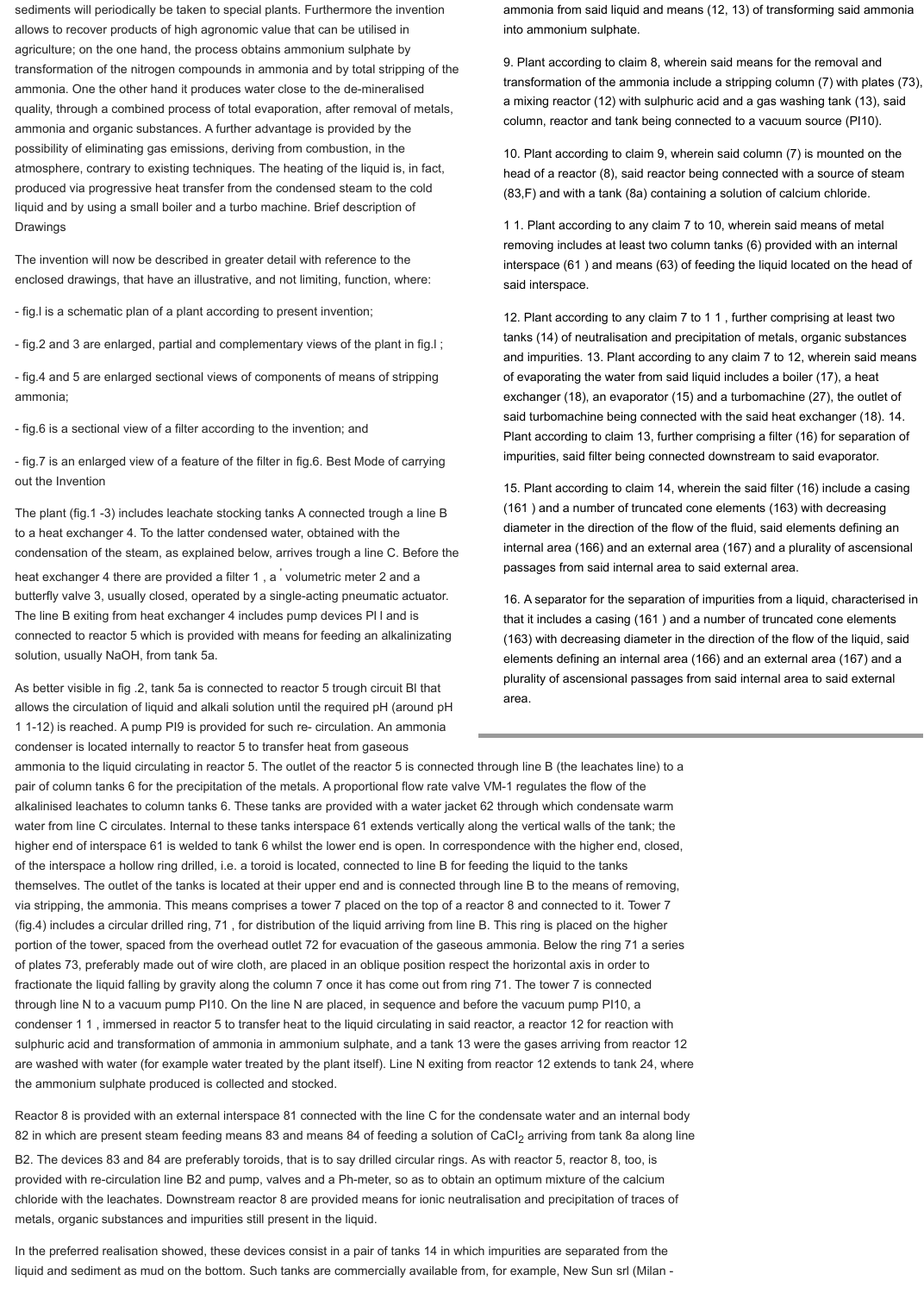sediments will periodically be taken to special plants. Furthermore the invention allows to recover products of high agronomic value that can be utilised in agriculture; on the one hand, the process obtains ammonium sulphate by transformation of the nitrogen compounds in ammonia and by total stripping of the ammonia. One the other hand it produces water close to the de-mineralised quality, through a combined process of total evaporation, after removal of metals, ammonia and organic substances. A further advantage is provided by the possibility of eliminating gas emissions, deriving from combustion, in the atmosphere, contrary to existing techniques. The heating of the liquid is, in fact, produced via progressive heat transfer from the condensed steam to the cold liquid and by using a small boiler and a turbo machine. Brief description of Drawings

The invention will now be described in greater detail with reference to the enclosed drawings, that have an illustrative, and not limiting, function, where:

- fig.l is a schematic plan of a plant according to present invention;
- fig.2 and 3 are enlarged, partial and complementary views of the plant in fig.l ;
- fig.4 and 5 are enlarged sectional views of components of means of stripping ammonia;
- fig.6 is a sectional view of a filter according to the invention; and
- fig.7 is an enlarged view of a feature of the filter in fig.6. Best Mode of carrying out the Invention

The plant (fig.1 -3) includes leachate stocking tanks A connected trough a line B to a heat exchanger 4. To the latter condensed water, obtained with the condensation of the steam, as explained below, arrives trough a line C. Before the heat exchanger 4 there are provided a filter 1 , a ' volumetric meter 2 and a butterfly valve 3, usually closed, operated by a single-acting pneumatic actuator. The line B exiting from heat exchanger 4 includes pump devices PI l and is connected to reactor 5 which is provided with means for feeding an alkalinizing solution, usually NaOH, from tank 5a.

As better visible in fig .2, tank 5a is connected to reactor 5 trough circuit Bl that allows the circulation of liquid and alkali solution until the required pH (around pH 1 1-12) is reached. A pump PI9 is provided for such re- circulation. An ammonia condenser is located internally to reactor 5 to transfer heat from gaseous ammonia to the liquid circulating in reactor 5. The outlet of the reactor 5 is connected through line B (the leachates line) to a pair of column tanks 6 for the precipitation of the metals. A proportional flow rate valve VM-1 regulates the flow of the alkalinised leachates to column tanks 6. These tanks are provided with a water jacket 62 through which condensate warm water from line C circulates. Internal to these tanks interspace 61 extends vertically along the vertical walls of the tank; the higher end of interspace 61 is welded to tank 6 whilst the lower end is open. In correspondence with the higher end, closed, of the interspace a hollow ring drilled, i.e. a toroid is located, connected to line B for feeding the liquid to the tanks themselves. The outlet of the tanks is located at their upper end and is connected through line B to the means of removing, via stripping, the ammonia. This means comprises a tower 7 placed on the top of a reactor 8 and connected to it. Tower 7 (fig.4) includes a circular drilled ring, 71 , for distribution of the liquid arriving from line B. This ring is placed on the higher portion of the tower, spaced from the overhead outlet 72 for evacuation of the gaseous ammonia. Below the ring 71 a series of plates 73, preferably made out of wire cloth, are placed in an oblique position respect the horizontal axis in order to fractionate the liquid falling by gravity along the column 7 once it has come out from ring 71. The tower 7 is connected through line N to a vacuum pump PI10. On the line N are placed, in sequence and before the vacuum pump PI10, a condenser 1 1 , immersed in reactor 5 to transfer heat to the liquid circulating in said reactor, a reactor 12 for reaction with sulphuric acid and transformation of ammonia in ammonium sulphate, and a tank 13 were the gases arriving from reactor 12 are washed with water (for example water treated by the plant itself). Line N exiting from reactor 12 extends to tank 24, where the ammonium sulphate produced is collected and stocked.

Reactor 8 is provided with an external interspace 81 connected with the line C for the condensate water and an internal body 82 in which are present steam feeding means 83 and means 84 of feeding a solution of $CaCl_2$ arriving from tank 8a along line B2. The devices 83 and 84 are preferably toroids, that is to say drilled circular rings. As with reactor 5, reactor 8, too, is provided with re-circulation line B2 and pump, valves and a Ph-meter, so as to obtain an optimum mixture of the calcium chloride with the leachates. Downstream reactor 8 are provided means for ionic neutralisation and precipitation of traces of metals, organic substances and impurities still present in the liquid.

In the preferred realisation showed, these devices consist in a pair of tanks 14 in which impurities are separated from the liquid and sediment as mud on the bottom. Such tanks are commercially available from, for example, New Sun srl (Milan -

ammonia from said liquid and means (12, 13) of transforming said ammonia into ammonium sulphate.

9. Plant according to claim 8, wherein said means for the removal and transformation of the ammonia include a stripping column (7) with plates (73), a mixing reactor (12) with sulphuric acid and a gas washing tank (13), said column, reactor and tank being connected to a vacuum source (PI10).

10. Plant according to claim 9, wherein said column (7) is mounted on the head of a reactor (8), said reactor being connected with a source of steam (83,F) and with a tank (8a) containing a solution of calcium chloride.

1 1. Plant according to any claim 7 to 10, wherein said means of metal removing includes at least two column tanks (6) provided with an internal interspace (61 ) and means (63) of feeding the liquid located on the head of said interspace.

12. Plant according to any claim 7 to 1 1 , further comprising at least two tanks (14) of neutralisation and precipitation of metals, organic substances and impurities. 13. Plant according to any claim 7 to 12, wherein said means of evaporating the water from said liquid includes a boiler (17), a heat exchanger (18), an evaporator (15) and a turbomachine (27), the outlet of said turbomachine being connected with the said heat exchanger (18). 14. Plant according to claim 13, further comprising a filter (16) for separation of impurities, said filter being connected downstream to said evaporator.

15. Plant according to claim 14, wherein the said filter (16) include a casing (161 ) and a number of truncated cone elements (163) with decreasing diameter in the direction of the flow of the fluid, said elements defining an internal area (166) and an external area (167) and a plurality of ascensional passages from said internal area to said external area.

16. A separator for the separation of impurities from a liquid, characterised in that it includes a casing (161 ) and a number of truncated cone elements (163) with decreasing diameter in the direction of the flow of the liquid, said elements defining an internal area (166) and an external area (167) and a plurality of ascensional passages from said internal area to said external area.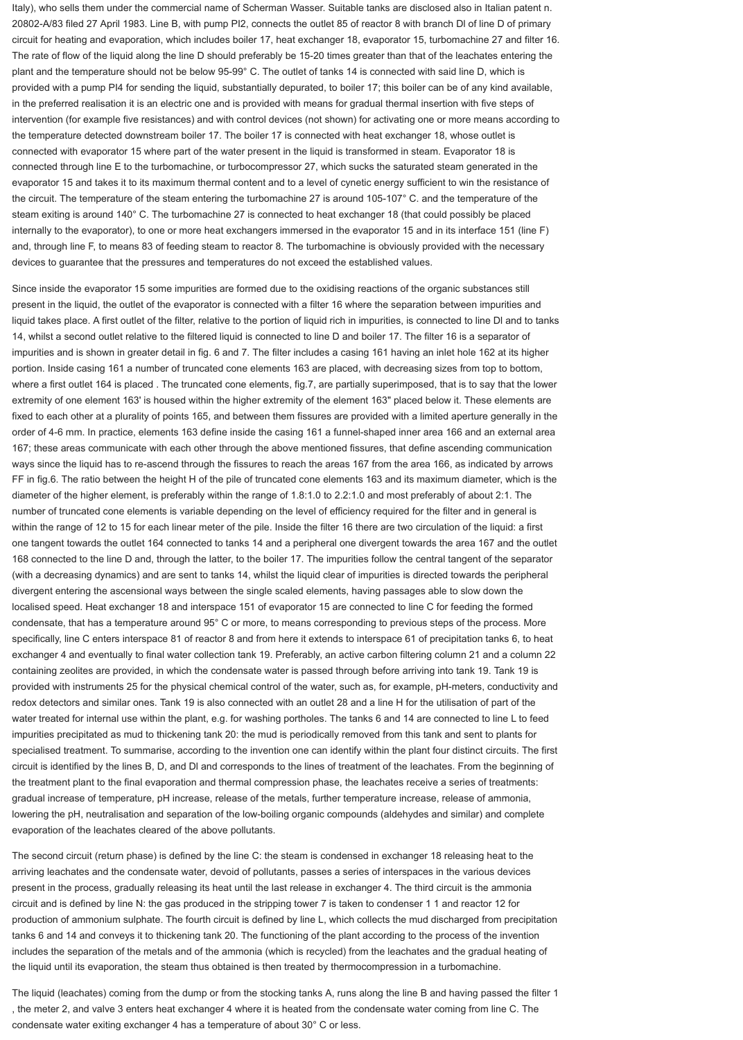Italy), who sells them under the commercial name of Scherman Wasser. Suitable tanks are disclosed also in Italian patent n. 20802-A/83 filed 27 April 1983. Line B, with pump PI2, connects the outlet 85 of reactor 8 with branch DI of line D of primary circuit for heating and evaporation, which includes boiler 17, heat exchanger 18, evaporator 15, turbomachine 27 and filter 16. The rate of flow of the liquid along the line D should preferably be 15-20 times greater than that of the leachates entering the plant and the temperature should not be below 95-99° C. The outlet of tanks 14 is connected with said line D, which is provided with a pump PI4 for sending the liquid, substantially depurated, to boiler 17; this boiler can be of any kind available, in the preferred realisation it is an electric one and is provided with means for gradual thermal insertion with five steps of intervention (for example five resistances) and with control devices (not shown) for activating one or more means according to the temperature detected downstream boiler 17. The boiler 17 is connected with heat exchanger 18, whose outlet is connected with evaporator 15 where part of the water present in the liquid is transformed in steam. Evaporator 18 is connected through line E to the turbomachine, or turbocompressor 27, which sucks the saturated steam generated in the evaporator 15 and takes it to its maximum thermal content and to a level of cynetic energy sufficient to win the resistance of the circuit. The temperature of the steam entering the turbomachine 27 is around 105-107° C. and the temperature of the steam exiting is around 140° C. The turbomachine 27 is connected to heat exchanger 18 (that could possibly be placed internally to the evaporator), to one or more heat exchangers immersed in the evaporator 15 and in its interface 151 (line F) and, through line F, to means 83 of feeding steam to reactor 8. The turbomachine is obviously provided with the necessary devices to guarantee that the pressures and temperatures do not exceed the established values.

Since inside the evaporator 15 some impurities are formed due to the oxidising reactions of the organic substances still present in the liquid, the outlet of the evaporator is connected with a filter 16 where the separation between impurities and liquid takes place. A first outlet of the filter, relative to the portion of liquid rich in impurities, is connected to line DI and to tanks 14, whilst a second outlet relative to the filtered liquid is connected to line D and boiler 17. The filter 16 is a separator of impurities and is shown in greater detail in fig. 6 and 7. The filter includes a casing 161 having an inlet hole 162 at its higher portion. Inside casing 161 a number of truncated cone elements 163 are placed, with decreasing sizes from top to bottom, where a first outlet 164 is placed . The truncated cone elements, fig.7, are partially superimposed, that is to say that the lower extremity of one element 163' is housed within the higher extremity of the element 163" placed below it. These elements are fixed to each other at a plurality of points 165, and between them fissures are provided with a limited aperture generally in the order of 4-6 mm. In practice, elements 163 define inside the casing 161 a funnel-shaped inner area 166 and an external area 167; these areas communicate with each other through the above mentioned fissures, that define ascending communication ways since the liquid has to re-ascend through the fissures to reach the areas 167 from the area 166, as indicated by arrows FF in fig.6. The ratio between the height H of the pile of truncated cone elements 163 and its maximum diameter, which is the diameter of the higher element, is preferably within the range of 1.8:1.0 to 2.2:1.0 and most preferably of about 2:1. The number of truncated cone elements is variable depending on the level of efficiency required for the filter and in general is within the range of 12 to 15 for each linear meter of the pile. Inside the filter 16 there are two circulation of the liquid: a first one tangent towards the outlet 164 connected to tanks 14 and a peripheral one divergent towards the area 167 and the outlet 168 connected to the line D and, through the latter, to the boiler 17. The impurities follow the central tangent of the separator (with a decreasing dynamics) and are sent to tanks 14, whilst the liquid clear of impurities is directed towards the peripheral divergent entering the ascensional ways between the single scaled elements, having passages able to slow down the localised speed. Heat exchanger 18 and interspace 151 of evaporator 15 are connected to line C for feeding the formed condensate, that has a temperature around 95° C or more, to means corresponding to previous steps of the process. More specifically, line C enters interspace 81 of reactor 8 and from here it extends to interspace 61 of precipitation tanks 6, to heat exchanger 4 and eventually to final water collection tank 19. Preferably, an active carbon filtering column 21 and a column 22 containing zeolites are provided, in which the condensate water is passed through before arriving into tank 19. Tank 19 is provided with instruments 25 for the physical chemical control of the water, such as, for example, pH-meters, conductivity and redox detectors and similar ones. Tank 19 is also connected with an outlet 28 and a line H for the utilisation of part of the water treated for internal use within the plant, e.g. for washing portholes. The tanks 6 and 14 are connected to line L to feed impurities precipitated as mud to thickening tank 20: the mud is periodically removed from this tank and sent to plants for specialised treatment. To summarise, according to the invention one can identify within the plant four distinct circuits. The first circuit is identified by the lines B, D, and DI and corresponds to the lines of treatment of the leachates. From the beginning of the treatment plant to the final evaporation and thermal compression phase, the leachates receive a series of treatments: gradual increase of temperature, pH increase, release of the metals, further temperature increase, release of ammonia, lowering the pH, neutralisation and separation of the low-boiling organic compounds (aldehydes and similar) and complete evaporation of the leachates cleared of the above pollutants.

The second circuit (return phase) is defined by the line C: the steam is condensed in exchanger 18 releasing heat to the arriving leachates and the condensate water, devoid of pollutants, passes a series of interspaces in the various devices present in the process, gradually releasing its heat until the last release in exchanger 4. The third circuit is the ammonia circuit and is defined by line N: the gas produced in the stripping tower 7 is taken to condenser 1 1 and reactor 12 for production of ammonium sulphate. The fourth circuit is defined by line L, which collects the mud discharged from precipitation tanks 6 and 14 and conveys it to thickening tank 20. The functioning of the plant according to the process of the invention includes the separation of the metals and of the ammonia (which is recycled) from the leachates and the gradual heating of the liquid until its evaporation, the steam thus obtained is then treated by thermocompression in a turbomachine.

The liquid (leachates) coming from the dump or from the stocking tanks A, runs along the line B and having passed the filter 1 , the meter 2, and valve 3 enters heat exchanger 4 where it is heated from the condensate water coming from line C. The condensate water exiting exchanger 4 has a temperature of about 30° C or less.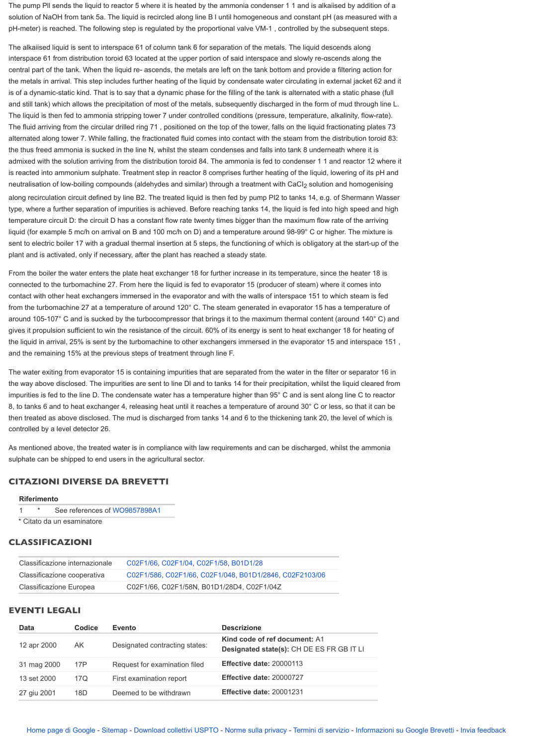The pump PII sends the liquid to reactor 5 where it is heated by the ammonia condenser 1 1 and is alkaiised by addition of a solution of NaOH from tank 5a. The liquid is recircled along line B I until homogeneous and constant pH (as measured with a pH-meter) is reached. The following step is regulated by the proportional valve VM-1 , controlled by the subsequent steps.

The alkaiised liquid is sent to interspace 61 of column tank 6 for separation of the metals. The liquid descends along interspace 61 from distribution toroid 63 located at the upper portion of said interspace and slowly re-αscends along the central part of the tank. When the liquid re- ascends, the metals are left on the tank bottom and provide a filtering action for the metals in arrival. This step includes further heating of the liquid by condensate water circulating in external jacket 62 and it is of a dynamic-static kind. That is to say that a dynamic phase for the filling of the tank is alternated with a static phase (full and still tank) which allows the precipitation of most of the metals, subsequently discharged in the form of mud through line L. The liquid is then fed to ammonia stripping tower 7 under controlled conditions (pressure, temperature, alkalinity, flow-rate). The fluid arriving from the circular drilled ring 71 , positioned on the top of the tower, falls on the liquid fractionating plates 73 alternated along tower 7. While falling, the fractionated fluid comes into contact with the steam from the distribution toroid 83: the thus freed ammonia is sucked in the line N, whilst the steam condenses and falls into tank 8 underneath where it is admixed with the solution arriving from the distribution toroid 84. The ammonia is fed to condenser 1 1 and reactor 12 where it is reacted into ammonium sulphate. Treatment step in reactor 8 comprises further heating of the liquid, lowering of its pH and neutralisation of low-boiling compounds (aldehydes and similar) through a treatment with $CaCl_2$ solution and homogenising along recirculation circuit defined by line B2. The treated liquid is then fed by pump PI2 to tanks 14, e.g. of Shermann Wasser type, where a further separation of impurities is achieved. Before reaching tanks 14, the liquid is fed into high speed and high temperature circuit D: the circuit D has a constant flow rate twenty times bigger than the maximum flow rate of the arriving liquid (for example 5 mc/h on arrival on B and 100 mc/h on D) and a temperature around 98-99° C or higher. The mixture is sent to electric boiler 17 with a gradual thermal insertion at 5 steps, the functioning of which is obligatory at the start-up of the plant and is activated, only if necessary, after the plant has reached a steady state.

From the boiler the water enters the plate heat exchanger 18 for further increase in its temperature, since the heater 18 is connected to the turbomachine 27. From here the liquid is fed to evaporator 15 (producer of steam) where it comes into contact with other heat exchangers immersed in the evaporator and with the walls of interspace 151 to which steam is fed from the turbomachine 27 at a temperature of around 120° C. The steam generated in evaporator 15 has a temperature of around 105-107° C and is sucked by the turbocompressor that brings it to the maximum thermal content (around 140° C) and gives it propulsion sufficient to win the resistance of the circuit. 60% of its energy is sent to heat exchanger 18 for heating of the liquid in arrival, 25% is sent by the turbomachine to other exchangers immersed in the evaporator 15 and interspace 151 , and the remaining 15% at the previous steps of treatment through line F.

The water exiting from evaporator 15 is containing impurities that are separated from the water in the filter or separator 16 in the way above disclosed. The impurities are sent to line DI and to tanks 14 for their precipitation, whilst the liquid cleared from impurities is fed to the line D. The condensate water has a temperature higher than 95° C and is sent along line C to reactor 8, to tanks 6 and to heat exchanger 4, releasing heat until it reaches a temperature of around 30° C or less, so that it can be then treated as above disclosed. The mud is discharged from tanks 14 and 6 to the thickening tank 20, the level of which is controlled by a level detector 26.

As mentioned above, the treated water is in compliance with law requirements and can be discharged, whilst the ammonia sulphate can be shipped to end users in the agricultural sector.

## CITAZIONI DIVERSE DA BREVETTI

| Riferimento | | |
|---|---|---|
| 1 | * | See references of WO9857898A1 |

\* Citato da un esaminatore

## CLASSIFICAZIONI

| | |
|---|---|
| Classificazione internazionale | C02F1/66, C02F1/04, C02F1/58, B01D1/28 |
| Classificazione cooperativa | C02F1/586, C02F1/66, C02F1/048, B01D1/2846, C02F2103/06 |
| Classificazione Europea | C02F1/66, C02F1/58N, B01D1/28D4, C02F1/04Z |

## EVENTI LEGALI

| Data | Codice | Evento | Descrizione |
|---|---|---|---|
| 12 apr 2000 | AK | Designated contracting states: | **Kind code of ref document:** A1 **Designated state(s):** CH DE ES FR GB IT LI |
| 31 mag 2000 | 17P | Request for examination filed | **Effective date:** 20000113 |
| 13 set 2000 | 17Q | First examination report | **Effective date:** 20000727 |
| 27 giu 2001 | 18D | Deemed to be withdrawn | **Effective date:** 20001231 |

Home page di Google - Sitemap - Download collettivi USPTO - Norme sulla privacy - Termini di servizio - Informazioni su Google Brevetti - Invia feedback